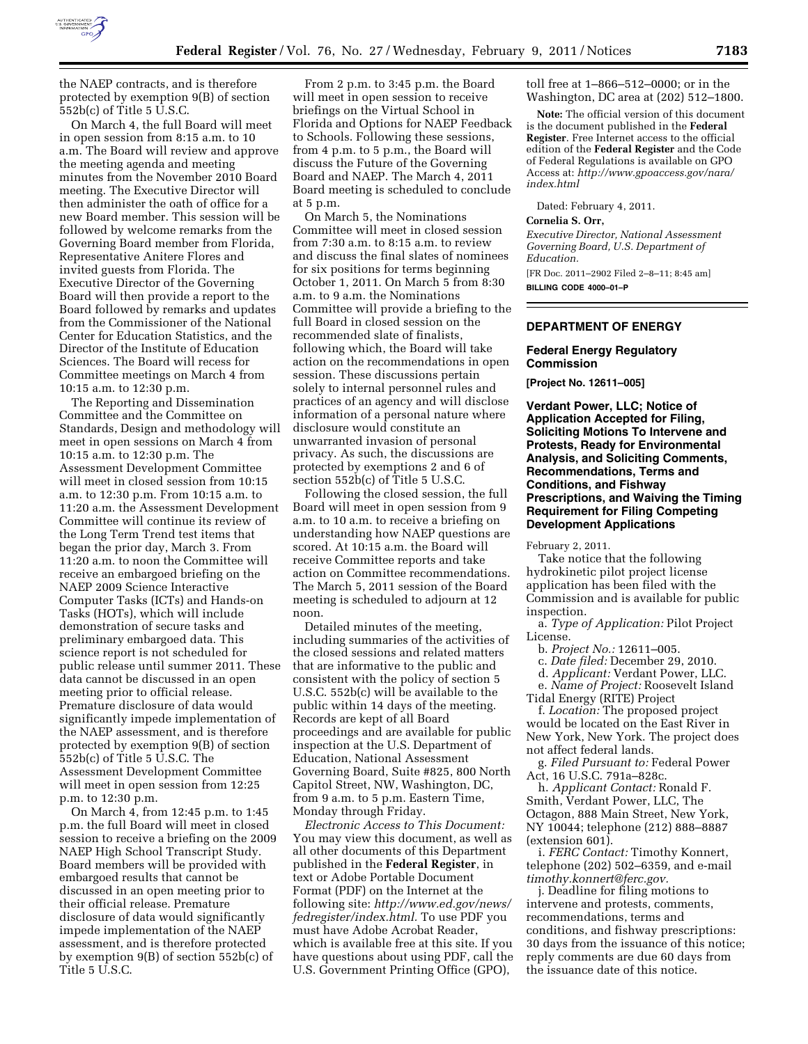the NAEP contracts, and is therefore protected by exemption 9(B) of section 552b(c) of Title 5 U.S.C.

On March 4, the full Board will meet in open session from 8:15 a.m. to 10 a.m. The Board will review and approve the meeting agenda and meeting minutes from the November 2010 Board meeting. The Executive Director will then administer the oath of office for a new Board member. This session will be followed by welcome remarks from the Governing Board member from Florida, Representative Anitere Flores and invited guests from Florida. The Executive Director of the Governing Board will then provide a report to the Board followed by remarks and updates from the Commissioner of the National Center for Education Statistics, and the Director of the Institute of Education Sciences. The Board will recess for Committee meetings on March 4 from 10:15 a.m. to 12:30 p.m.

The Reporting and Dissemination Committee and the Committee on Standards, Design and methodology will meet in open sessions on March 4 from 10:15 a.m. to 12:30 p.m. The Assessment Development Committee will meet in closed session from 10:15 a.m. to 12:30 p.m. From 10:15 a.m. to 11:20 a.m. the Assessment Development Committee will continue its review of the Long Term Trend test items that began the prior day, March 3. From 11:20 a.m. to noon the Committee will receive an embargoed briefing on the NAEP 2009 Science Interactive Computer Tasks (ICTs) and Hands-on Tasks (HOTs), which will include demonstration of secure tasks and preliminary embargoed data. This science report is not scheduled for public release until summer 2011. These data cannot be discussed in an open meeting prior to official release. Premature disclosure of data would significantly impede implementation of the NAEP assessment, and is therefore protected by exemption 9(B) of section 552b(c) of Title 5 U.S.C. The Assessment Development Committee will meet in open session from 12:25 p.m. to 12:30 p.m.

On March 4, from 12:45 p.m. to 1:45 p.m. the full Board will meet in closed session to receive a briefing on the 2009 NAEP High School Transcript Study. Board members will be provided with embargoed results that cannot be discussed in an open meeting prior to their official release. Premature disclosure of data would significantly impede implementation of the NAEP assessment, and is therefore protected by exemption 9(B) of section 552b(c) of Title 5 U.S.C.

From 2 p.m. to 3:45 p.m. the Board will meet in open session to receive briefings on the Virtual School in Florida and Options for NAEP Feedback to Schools. Following these sessions, from 4 p.m. to 5 p.m., the Board will discuss the Future of the Governing Board and NAEP. The March 4, 2011 Board meeting is scheduled to conclude at 5 p.m.

On March 5, the Nominations Committee will meet in closed session from 7:30 a.m. to 8:15 a.m. to review and discuss the final slates of nominees for six positions for terms beginning October 1, 2011. On March 5 from 8:30 a.m. to 9 a.m. the Nominations Committee will provide a briefing to the full Board in closed session on the recommended slate of finalists, following which, the Board will take action on the recommendations in open session. These discussions pertain solely to internal personnel rules and practices of an agency and will disclose information of a personal nature where disclosure would constitute an unwarranted invasion of personal privacy. As such, the discussions are protected by exemptions 2 and 6 of section 552b(c) of Title 5 U.S.C.

Following the closed session, the full Board will meet in open session from 9 a.m. to 10 a.m. to receive a briefing on understanding how NAEP questions are scored. At 10:15 a.m. the Board will receive Committee reports and take action on Committee recommendations. The March 5, 2011 session of the Board meeting is scheduled to adjourn at 12 noon.

Detailed minutes of the meeting, including summaries of the activities of the closed sessions and related matters that are informative to the public and consistent with the policy of section 5 U.S.C. 552b(c) will be available to the public within 14 days of the meeting. Records are kept of all Board proceedings and are available for public inspection at the U.S. Department of Education, National Assessment Governing Board, Suite #825, 800 North Capitol Street, NW, Washington, DC, from 9 a.m. to 5 p.m. Eastern Time, Monday through Friday.

*Electronic Access to This Document:* You may view this document, as well as all other documents of this Department published in the **Federal Register**, in text or Adobe Portable Document Format (PDF) on the Internet at the following site: *http://www.ed.gov/news/fedregister/index.html.* To use PDF you must have Adobe Acrobat Reader, which is available free at this site. If you have questions about using PDF, call the U.S. Government Printing Office (GPO), toll free at 1–866–512–0000; or in the Washington, DC area at (202) 512–1800.

**Note:** The official version of this document is the document published in the **Federal Register**. Free Internet access to the official edition of the **Federal Register** and the Code of Federal Regulations is available on GPO Access at: *http://www.gpoaccess.gov/nara/index.html*

Dated: February 4, 2011.

**Cornelia S. Orr,**

*Executive Director, National Assessment Governing Board, U.S. Department of Education.*

[FR Doc. 2011–2902 Filed 2–8–11; 8:45 am]

**BILLING CODE 4000–01–P**

## DEPARTMENT OF ENERGY

### Federal Energy Regulatory Commission

**[Project No. 12611–005]**

### Verdant Power, LLC; Notice of Application Accepted for Filing, Soliciting Motions To Intervene and Protests, Ready for Environmental Analysis, and Soliciting Comments, Recommendations, Terms and Conditions, and Fishway Prescriptions, and Waiving the Timing Requirement for Filing Competing Development Applications

February 2, 2011.

Take notice that the following hydrokinetic pilot project license application has been filed with the Commission and is available for public inspection.

a. *Type of Application:* Pilot Project License.

b. *Project No.:* 12611–005.

c. *Date filed:* December 29, 2010.

d. *Applicant:* Verdant Power, LLC.

e. *Name of Project:* Roosevelt Island Tidal Energy (RITE) Project

f. *Location:* The proposed project would be located on the East River in New York, New York. The project does not affect federal lands.

g. *Filed Pursuant to:* Federal Power Act, 16 U.S.C. 791a–828c.

h. *Applicant Contact:* Ronald F. Smith, Verdant Power, LLC, The Octagon, 888 Main Street, New York, NY 10044; telephone (212) 888–8887 (extension 601).

i. *FERC Contact:* Timothy Konnert, telephone (202) 502–6359, and e-mail *timothy.konnert@ferc.gov.*

j. Deadline for filing motions to intervene and protests, comments, recommendations, terms and conditions, and fishway prescriptions: 30 days from the issuance of this notice; reply comments are due 60 days from the issuance date of this notice.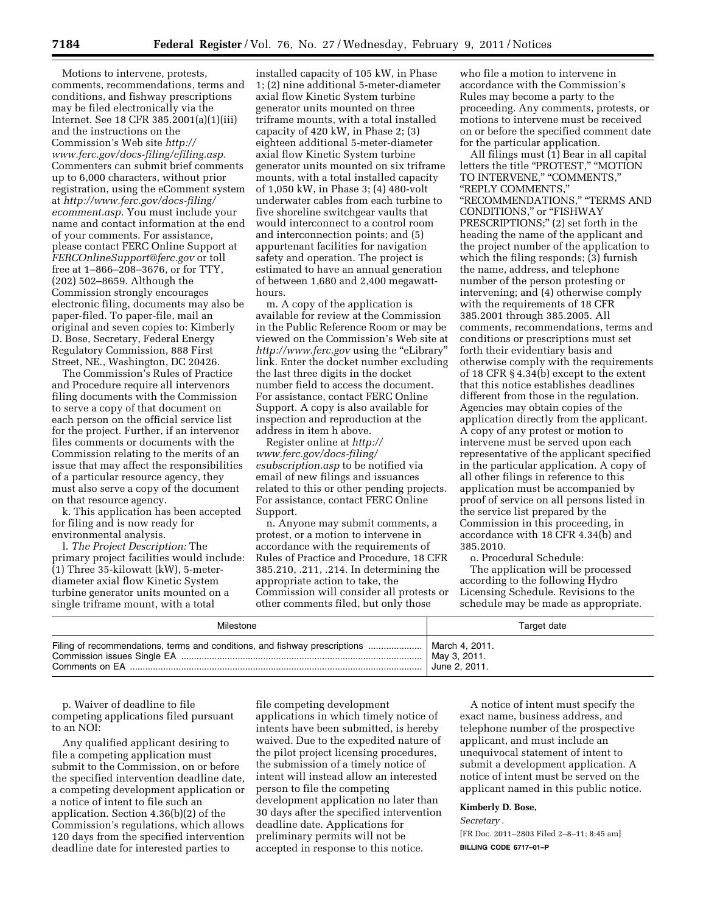Motions to intervene, protests, comments, recommendations, terms and conditions, and fishway prescriptions may be filed electronically via the Internet. See 18 CFR 385.2001(a)(1)(iii) and the instructions on the Commission's Web site *http://www.ferc.gov/docs-filing/efiling.asp.* Commenters can submit brief comments up to 6,000 characters, without prior registration, using the eComment system at *http://www.ferc.gov/docs-filing/ecomment.asp.* You must include your name and contact information at the end of your comments. For assistance, please contact FERC Online Support at *FERCOnlineSupport@ferc.gov* or toll free at 1–866–208–3676, or for TTY, (202) 502–8659. Although the Commission strongly encourages electronic filing, documents may also be paper-filed. To paper-file, mail an original and seven copies to: Kimberly D. Bose, Secretary, Federal Energy Regulatory Commission, 888 First Street, NE., Washington, DC 20426.

The Commission's Rules of Practice and Procedure require all intervenors filing documents with the Commission to serve a copy of that document on each person on the official service list for the project. Further, if an intervenor files comments or documents with the Commission relating to the merits of an issue that may affect the responsibilities of a particular resource agency, they must also serve a copy of the document on that resource agency.

k. This application has been accepted for filing and is now ready for environmental analysis.

l. *The Project Description:* The primary project facilities would include: (1) Three 35-kilowatt (kW), 5-meter-diameter axial flow Kinetic System turbine generator units mounted on a single triframe mount, with a total installed capacity of 105 kW, in Phase 1; (2) nine additional 5-meter-diameter axial flow Kinetic System turbine generator units mounted on three triframe mounts, with a total installed capacity of 420 kW, in Phase 2; (3) eighteen additional 5-meter-diameter axial flow Kinetic System turbine generator units mounted on six triframe mounts, with a total installed capacity of 1,050 kW, in Phase 3; (4) 480-volt underwater cables from each turbine to five shoreline switchgear vaults that would interconnect to a control room and interconnection points; and (5) appurtenant facilities for navigation safety and operation. The project is estimated to have an annual generation of between 1,680 and 2,400 megawatt-hours.

m. A copy of the application is available for review at the Commission in the Public Reference Room or may be viewed on the Commission's Web site at *http://www.ferc.gov* using the "eLibrary" link. Enter the docket number excluding the last three digits in the docket number field to access the document. For assistance, contact FERC Online Support. A copy is also available for inspection and reproduction at the address in item h above.

Register online at *http://www.ferc.gov/docs-filing/esubscription.asp* to be notified via email of new filings and issuances related to this or other pending projects. For assistance, contact FERC Online Support.

n. Anyone may submit comments, a protest, or a motion to intervene in accordance with the requirements of Rules of Practice and Procedure, 18 CFR 385.210, .211, .214. In determining the appropriate action to take, the Commission will consider all protests or other comments filed, but only those who file a motion to intervene in accordance with the Commission's Rules may become a party to the proceeding. Any comments, protests, or motions to intervene must be received on or before the specified comment date for the particular application.

All filings must (1) Bear in all capital letters the title "PROTEST," "MOTION TO INTERVENE," "COMMENTS," "REPLY COMMENTS," "RECOMMENDATIONS," "TERMS AND CONDITIONS," or "FISHWAY PRESCRIPTIONS;" (2) set forth in the heading the name of the applicant and the project number of the application to which the filing responds; (3) furnish the name, address, and telephone number of the person protesting or intervening; and (4) otherwise comply with the requirements of 18 CFR 385.2001 through 385.2005. All comments, recommendations, terms and conditions or prescriptions must set forth their evidentiary basis and otherwise comply with the requirements of 18 CFR § 4.34(b) except to the extent that this notice establishes deadlines different from those in the regulation. Agencies may obtain copies of the application directly from the applicant. A copy of any protest or motion to intervene must be served upon each representative of the applicant specified in the particular application. A copy of all other filings in reference to this application must be accompanied by proof of service on all persons listed in the service list prepared by the Commission in this proceeding, in accordance with 18 CFR 4.34(b) and 385.2010.

o. Procedural Schedule:

The application will be processed according to the following Hydro Licensing Schedule. Revisions to the schedule may be made as appropriate.

| Milestone | Target date |
|---|---|
| Filing of recommendations, terms and conditions, and fishway prescriptions | March 4, 2011. |
| Commission issues Single EA | May 3, 2011. |
| Comments on EA | June 2, 2011. |

p. Waiver of deadline to file competing applications filed pursuant to an NOI:

Any qualified applicant desiring to file a competing application must submit to the Commission, on or before the specified intervention deadline date, a competing development application or a notice of intent to file such an application. Section 4.36(b)(2) of the Commission's regulations, which allows 120 days from the specified intervention deadline date for interested parties to file competing development applications in which timely notice of intents have been submitted, is hereby waived. Due to the expedited nature of the pilot project licensing procedures, the submission of a timely notice of intent will instead allow an interested person to file the competing development application no later than 30 days after the specified intervention deadline date. Applications for preliminary permits will not be accepted in response to this notice.

A notice of intent must specify the exact name, business address, and telephone number of the prospective applicant, and must include an unequivocal statement of intent to submit a development application. A notice of intent must be served on the applicant named in this public notice.

**Kimberly D. Bose,**

*Secretary.*

[FR Doc. 2011–2803 Filed 2–8–11; 8:45 am]

**BILLING CODE 6717–01–P**